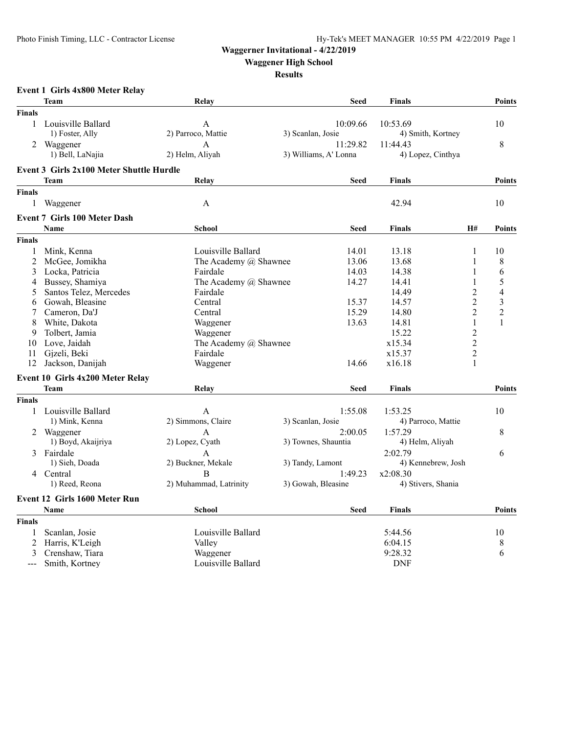# Waggerner Invitational - 4/22/2019

## Waggener High School

### Results

**Event 1 Girls 4x800 Meter Relay**

| | Team | Relay | Seed | Finals | Points |
|---|---|---|---|---|---|
| **Finals** | | | | | |
| 1 | Louisville Ballard | A | 10:09.66 | 10:53.69 | 10 |
| | 1) Foster, Ally | 2) Parroco, Mattie | 3) Scanlan, Josie | 4) Smith, Kortney | |
| 2 | Waggener | A | 11:29.82 | 11:44.43 | 8 |
| | 1) Bell, LaNajia | 2) Helm, Aliyah | 3) Williams, A' Lonna | 4) Lopez, Cinthya | |

**Event 3 Girls 2x100 Meter Shuttle Hurdle**

| | Team | Relay | Seed | Finals | Points |
|---|---|---|---|---|---|
| **Finals** | | | | | |
| 1 | Waggener | A | | 42.94 | 10 |

**Event 7 Girls 100 Meter Dash**

| | Name | School | Seed | Finals | H# | Points |
|---|---|---|---|---|---|---|
| **Finals** | | | | | | |
| 1 | Mink, Kenna | Louisville Ballard | 14.01 | 13.18 | 1 | 10 |
| 2 | McGee, Jomikha | The Academy @ Shawnee | 13.06 | 13.68 | 1 | 8 |
| 3 | Locka, Patricia | Fairdale | 14.03 | 14.38 | 1 | 6 |
| 4 | Bussey, Shamiya | The Academy @ Shawnee | 14.27 | 14.41 | 1 | 5 |
| 5 | Santos Telez, Mercedes | Fairdale | | 14.49 | 2 | 4 |
| 6 | Gowah, Bleasine | Central | 15.37 | 14.57 | 2 | 3 |
| 7 | Cameron, Da'J | Central | 15.29 | 14.80 | 2 | 2 |
| 8 | White, Dakota | Waggener | 13.63 | 14.81 | 1 | 1 |
| 9 | Tolbert, Jamia | Waggener | | 15.22 | 2 | |
| 10 | Love, Jaidah | The Academy @ Shawnee | | x15.34 | 2 | |
| 11 | Gjzeli, Beki | Fairdale | | x15.37 | 2 | |
| 12 | Jackson, Danijah | Waggener | 14.66 | x16.18 | 1 | |

**Event 10 Girls 4x200 Meter Relay**

| | Team | Relay | Seed | Finals | Points |
|---|---|---|---|---|---|
| **Finals** | | | | | |
| 1 | Louisville Ballard | A | 1:55.08 | 1:53.25 | 10 |
| | 1) Mink, Kenna | 2) Simmons, Claire | 3) Scanlan, Josie | 4) Parroco, Mattie | |
| 2 | Waggener | A | 2:00.05 | 1:57.29 | 8 |
| | 1) Boyd, Akaijriya | 2) Lopez, Cyath | 3) Townes, Shauntia | 4) Helm, Aliyah | |
| 3 | Fairdale | A | | 2:02.79 | 6 |
| | 1) Sieh, Doada | 2) Buckner, Mekale | 3) Tandy, Lamont | 4) Kennebrew, Josh | |
| 4 | Central | B | 1:49.23 | x2:08.30 | |
| | 1) Reed, Reona | 2) Muhammad, Latrinity | 3) Gowah, Bleasine | 4) Stivers, Shania | |

**Event 12 Girls 1600 Meter Run**

| | Name | School | Seed | Finals | Points |
|---|---|---|---|---|---|
| **Finals** | | | | | |
| 1 | Scanlan, Josie | Louisville Ballard | | 5:44.56 | 10 |
| 2 | Harris, K'Leigh | Valley | | 6:04.15 | 8 |
| 3 | Crenshaw, Tiara | Waggener | | 9:28.32 | 6 |
| --- | Smith, Kortney | Louisville Ballard | | DNF | |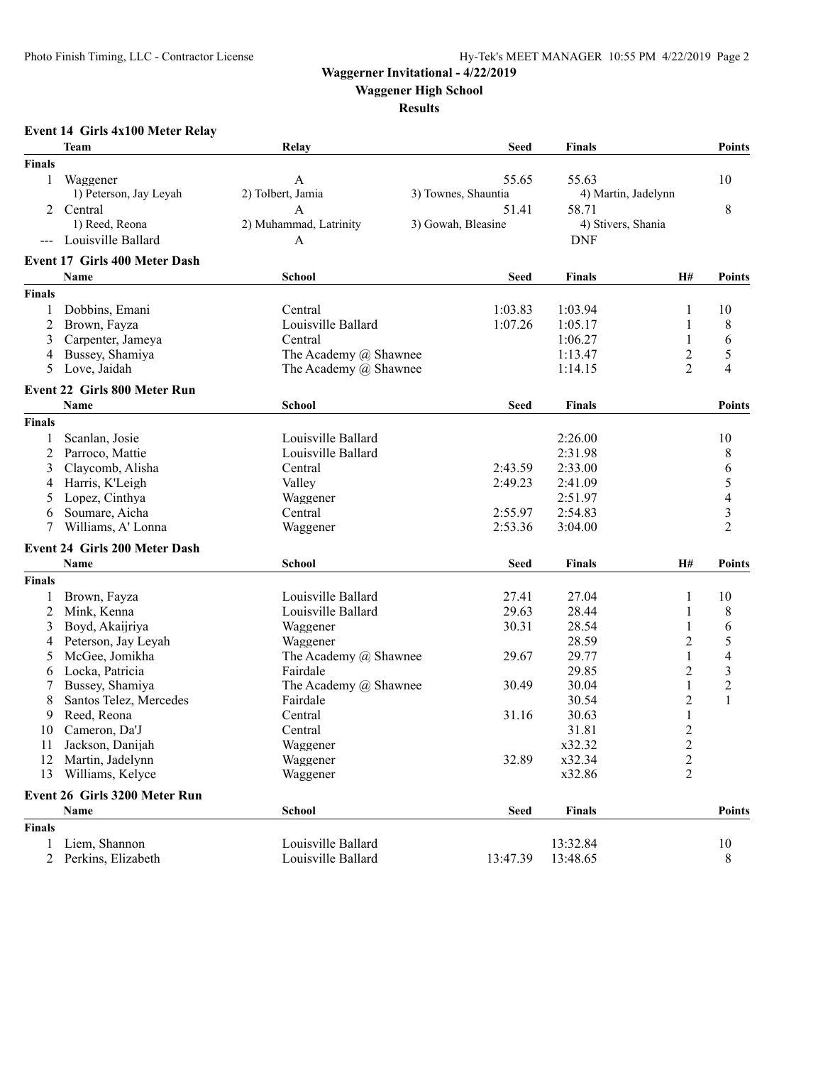# Waggerner Invitational - 4/22/2019

## Waggener High School

### Results

**Event 14 Girls 4x100 Meter Relay**

| | Team | Relay | Seed | Finals | Points |
|---|---|---|---|---|---|
| **Finals** | | | | | |
| 1 | Waggener | A | 55.65 | 55.63 | 10 |
| | 1) Peterson, Jay Leyah | 2) Tolbert, Jamia | 3) Townes, Shauntia | 4) Martin, Jadelynn | |
| 2 | Central | A | 51.41 | 58.71 | 8 |
| | 1) Reed, Reona | 2) Muhammad, Latrinity | 3) Gowah, Bleasine | 4) Stivers, Shania | |
| --- | Louisville Ballard | A | | DNF | |

**Event 17 Girls 400 Meter Dash**

| | Name | School | Seed | Finals | H# | Points |
|---|---|---|---|---|---|---|
| **Finals** | | | | | | |
| 1 | Dobbins, Emani | Central | 1:03.83 | 1:03.94 | 1 | 10 |
| 2 | Brown, Fayza | Louisville Ballard | 1:07.26 | 1:05.17 | 1 | 8 |
| 3 | Carpenter, Jameya | Central | | 1:06.27 | 1 | 6 |
| 4 | Bussey, Shamiya | The Academy @ Shawnee | | 1:13.47 | 2 | 5 |
| 5 | Love, Jaidah | The Academy @ Shawnee | | 1:14.15 | 2 | 4 |

**Event 22 Girls 800 Meter Run**

| | Name | School | Seed | Finals | Points |
|---|---|---|---|---|---|
| **Finals** | | | | | |
| 1 | Scanlan, Josie | Louisville Ballard | | 2:26.00 | 10 |
| 2 | Parroco, Mattie | Louisville Ballard | | 2:31.98 | 8 |
| 3 | Claycomb, Alisha | Central | 2:43.59 | 2:33.00 | 6 |
| 4 | Harris, K'Leigh | Valley | 2:49.23 | 2:41.09 | 5 |
| 5 | Lopez, Cinthya | Waggener | | 2:51.97 | 4 |
| 6 | Soumare, Aicha | Central | 2:55.97 | 2:54.83 | 3 |
| 7 | Williams, A' Lonna | Waggener | 2:53.36 | 3:04.00 | 2 |

**Event 24 Girls 200 Meter Dash**

| | Name | School | Seed | Finals | H# | Points |
|---|---|---|---|---|---|---|
| **Finals** | | | | | | |
| 1 | Brown, Fayza | Louisville Ballard | 27.41 | 27.04 | 1 | 10 |
| 2 | Mink, Kenna | Louisville Ballard | 29.63 | 28.44 | 1 | 8 |
| 3 | Boyd, Akaijriya | Waggener | 30.31 | 28.54 | 1 | 6 |
| 4 | Peterson, Jay Leyah | Waggener | | 28.59 | 2 | 5 |
| 5 | McGee, Jomikha | The Academy @ Shawnee | 29.67 | 29.77 | 1 | 4 |
| 6 | Locka, Patricia | Fairdale | | 29.85 | 2 | 3 |
| 7 | Bussey, Shamiya | The Academy @ Shawnee | 30.49 | 30.04 | 1 | 2 |
| 8 | Santos Telez, Mercedes | Fairdale | | 30.54 | 2 | 1 |
| 9 | Reed, Reona | Central | 31.16 | 30.63 | 1 | |
| 10 | Cameron, Da'J | Central | | 31.81 | 2 | |
| 11 | Jackson, Danijah | Waggener | | x32.32 | 2 | |
| 12 | Martin, Jadelynn | Waggener | 32.89 | x32.34 | 2 | |
| 13 | Williams, Kelyce | Waggener | | x32.86 | 2 | |

**Event 26 Girls 3200 Meter Run**

| | Name | School | Seed | Finals | Points |
|---|---|---|---|---|---|
| **Finals** | | | | | |
| 1 | Liem, Shannon | Louisville Ballard | | 13:32.84 | 10 |
| 2 | Perkins, Elizabeth | Louisville Ballard | 13:47.39 | 13:48.65 | 8 |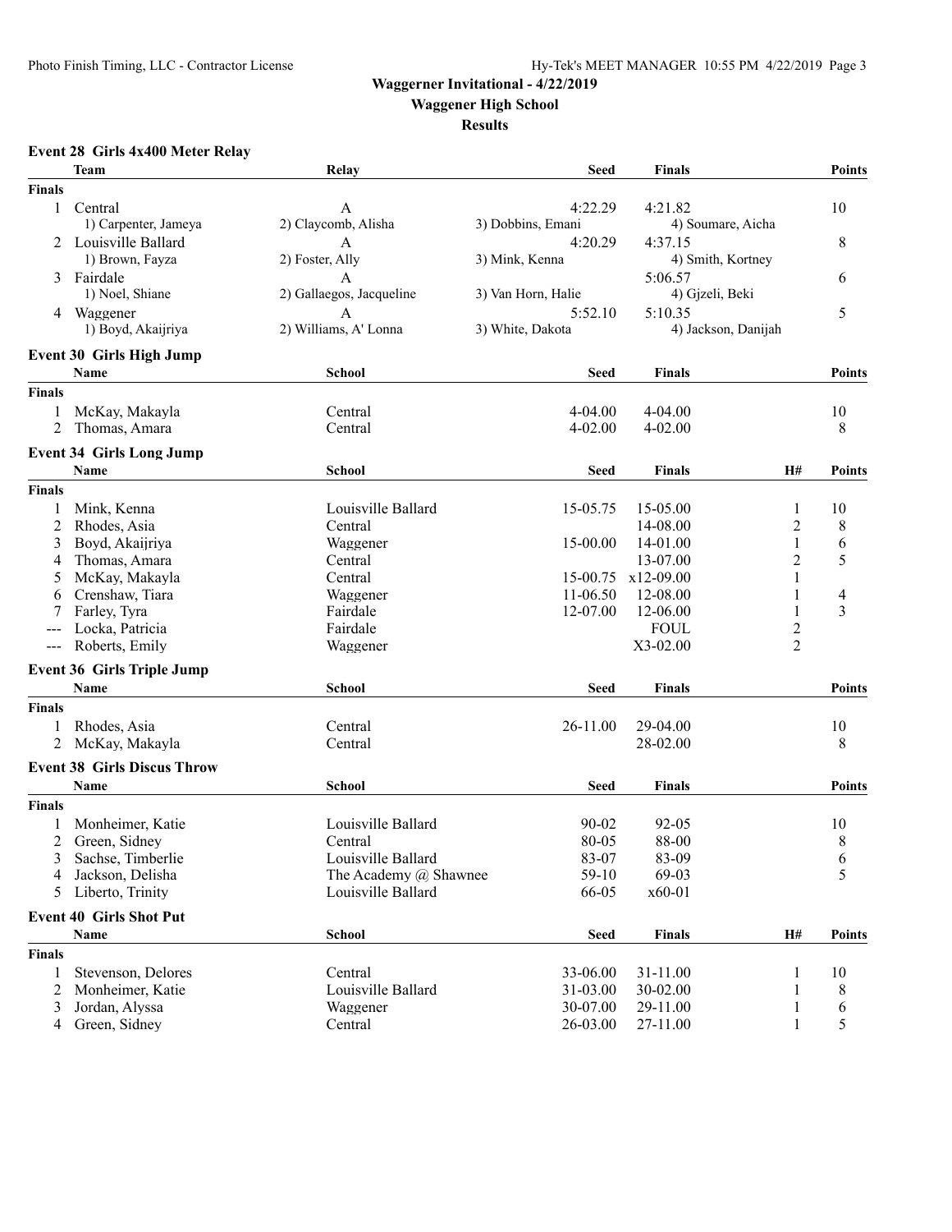Photo Finish Timing, LLC - Contractor License

Hy-Tek's MEET MANAGER 10:55 PM 4/22/2019 Page 3

# Waggerner Invitational - 4/22/2019

## Waggener High School

### Results

#### Event 28 Girls 4x400 Meter Relay

| | Team | Relay | Seed | Finals | Points |
|---|---|---|---|---|---|
| **Finals** | | | | | |
| 1 | Central | A | 4:22.29 | 4:21.82 | 10 |
| | 1) Carpenter, Jameya | 2) Claycomb, Alisha | 3) Dobbins, Emani | 4) Soumare, Aicha | |
| 2 | Louisville Ballard | A | 4:20.29 | 4:37.15 | 8 |
| | 1) Brown, Fayza | 2) Foster, Ally | 3) Mink, Kenna | 4) Smith, Kortney | |
| 3 | Fairdale | A | | 5:06.57 | 6 |
| | 1) Noel, Shiane | 2) Gallaegos, Jacqueline | 3) Van Horn, Halie | 4) Gjzeli, Beki | |
| 4 | Waggener | A | 5:52.10 | 5:10.35 | 5 |
| | 1) Boyd, Akaijriya | 2) Williams, A' Lonna | 3) White, Dakota | 4) Jackson, Danijah | |

#### Event 30 Girls High Jump

| | Name | School | Seed | Finals | Points |
|---|---|---|---|---|---|
| **Finals** | | | | | |
| 1 | McKay, Makayla | Central | 4-04.00 | 4-04.00 | 10 |
| 2 | Thomas, Amara | Central | 4-02.00 | 4-02.00 | 8 |

#### Event 34 Girls Long Jump

| | Name | School | Seed | Finals | H# | Points |
|---|---|---|---|---|---|---|
| **Finals** | | | | | | |
| 1 | Mink, Kenna | Louisville Ballard | 15-05.75 | 15-05.00 | 1 | 10 |
| 2 | Rhodes, Asia | Central | | 14-08.00 | 2 | 8 |
| 3 | Boyd, Akaijriya | Waggener | 15-00.00 | 14-01.00 | 1 | 6 |
| 4 | Thomas, Amara | Central | | 13-07.00 | 2 | 5 |
| 5 | McKay, Makayla | Central | 15-00.75 | x12-09.00 | 1 | |
| 6 | Crenshaw, Tiara | Waggener | 11-06.50 | 12-08.00 | 1 | 4 |
| 7 | Farley, Tyra | Fairdale | 12-07.00 | 12-06.00 | 1 | 3 |
| --- | Locka, Patricia | Fairdale | | FOUL | 2 | |
| --- | Roberts, Emily | Waggener | | X3-02.00 | 2 | |

#### Event 36 Girls Triple Jump

| | Name | School | Seed | Finals | Points |
|---|---|---|---|---|---|
| **Finals** | | | | | |
| 1 | Rhodes, Asia | Central | 26-11.00 | 29-04.00 | 10 |
| 2 | McKay, Makayla | Central | | 28-02.00 | 8 |

#### Event 38 Girls Discus Throw

| | Name | School | Seed | Finals | Points |
|---|---|---|---|---|---|
| **Finals** | | | | | |
| 1 | Monheimer, Katie | Louisville Ballard | 90-02 | 92-05 | 10 |
| 2 | Green, Sidney | Central | 80-05 | 88-00 | 8 |
| 3 | Sachse, Timberlie | Louisville Ballard | 83-07 | 83-09 | 6 |
| 4 | Jackson, Delisha | The Academy @ Shawnee | 59-10 | 69-03 | 5 |
| 5 | Liberto, Trinity | Louisville Ballard | 66-05 | x60-01 | |

#### Event 40 Girls Shot Put

| | Name | School | Seed | Finals | H# | Points |
|---|---|---|---|---|---|---|
| **Finals** | | | | | | |
| 1 | Stevenson, Delores | Central | 33-06.00 | 31-11.00 | 1 | 10 |
| 2 | Monheimer, Katie | Louisville Ballard | 31-03.00 | 30-02.00 | 1 | 8 |
| 3 | Jordan, Alyssa | Waggener | 30-07.00 | 29-11.00 | 1 | 6 |
| 4 | Green, Sidney | Central | 26-03.00 | 27-11.00 | 1 | 5 |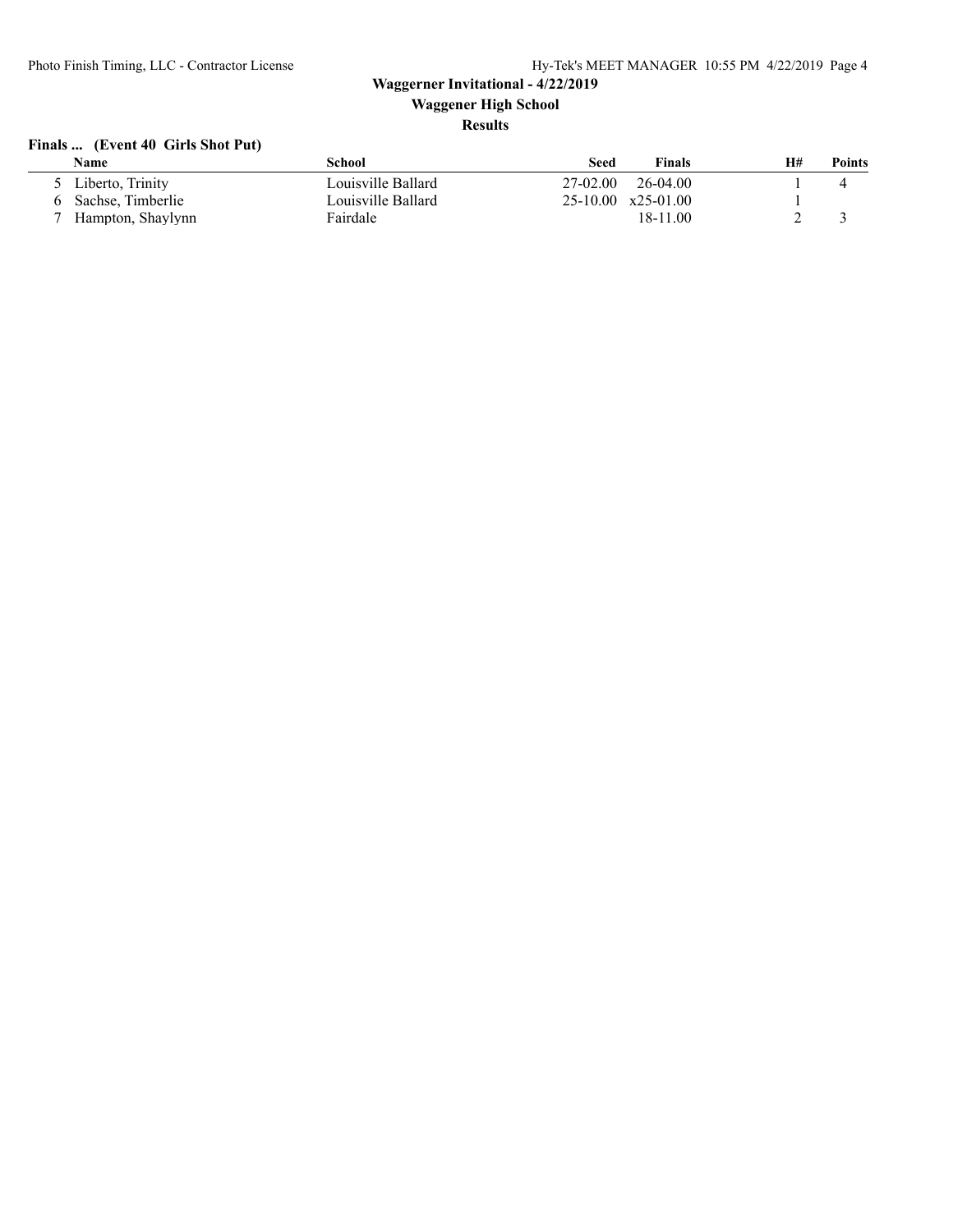**Waggerner Invitational - 4/22/2019**

**Waggener High School**

**Results**

### Finals ... (Event 40 Girls Shot Put)

| | Name | School | Seed | Finals | H# | Points |
|---|---|---|---|---|---|---|
| 5 | Liberto, Trinity | Louisville Ballard | 27-02.00 | 26-04.00 | 1 | 4 |
| 6 | Sachse, Timberlie | Louisville Ballard | 25-10.00 | x25-01.00 | 1 | |
| 7 | Hampton, Shaylynn | Fairdale | | 18-11.00 | 2 | 3 |